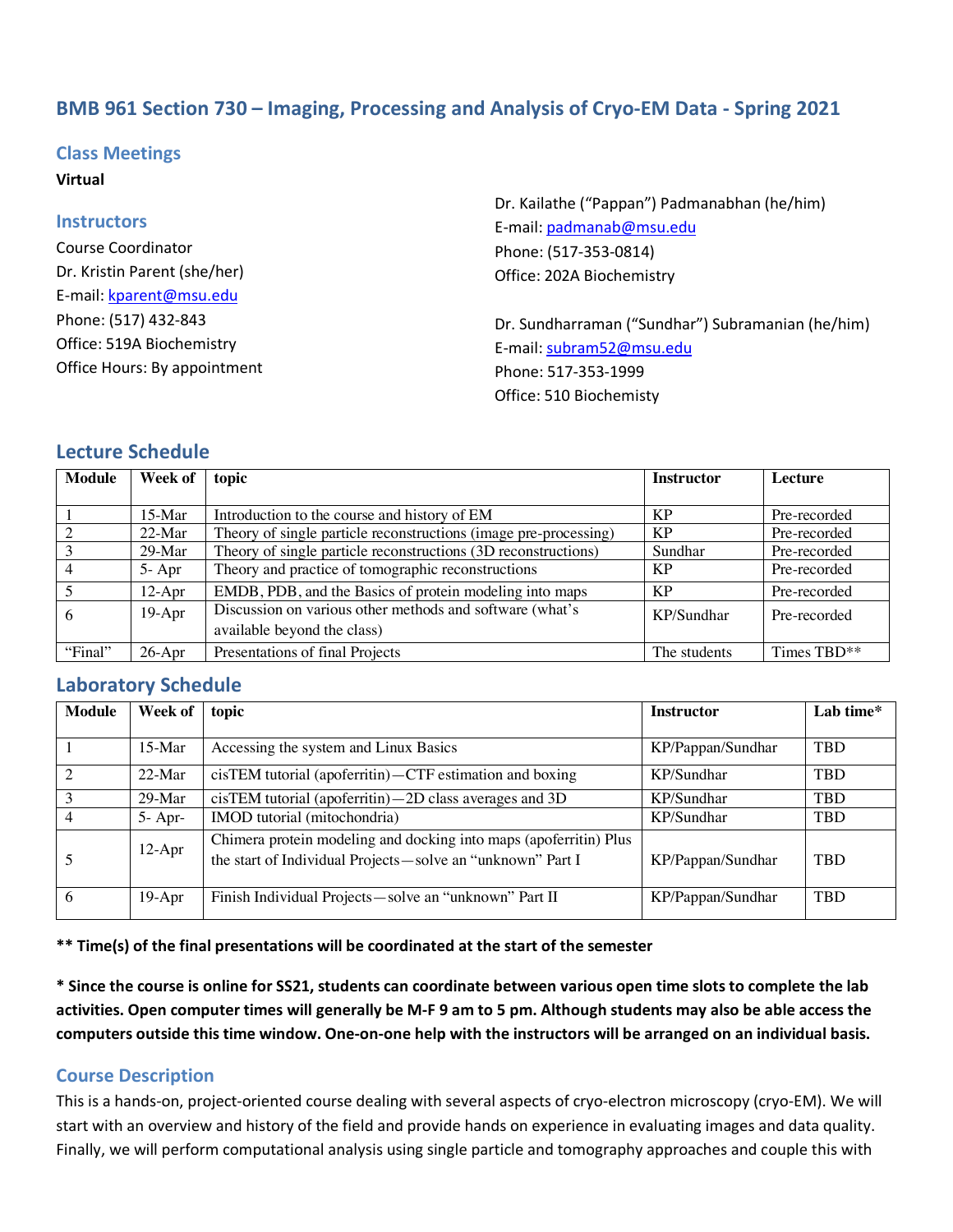# BMB 961 Section 730 – Imaging, Processing and Analysis of Cryo-EM Data - Spring 2021

## Class Meetings

**Virtual**

## Instructors

Course Coordinator
Dr. Kristin Parent (she/her)
E-mail: kparent@msu.edu
Phone: (517) 432-843
Office: 519A Biochemistry
Office Hours: By appointment

Dr. Kailathe ("Pappan") Padmanabhan (he/him)
E-mail: padmanab@msu.edu
Phone: (517-353-0814)
Office: 202A Biochemistry

Dr. Sundharraman ("Sundhar") Subramanian (he/him)
E-mail: subram52@msu.edu
Phone: 517-353-1999
Office: 510 Biochemisty

## Lecture Schedule

| Module | Week of | topic | Instructor | Lecture |
|---|---|---|---|---|
| 1 | 15-Mar | Introduction to the course and history of EM | KP | Pre-recorded |
| 2 | 22-Mar | Theory of single particle reconstructions (image pre-processing) | KP | Pre-recorded |
| 3 | 29-Mar | Theory of single particle reconstructions (3D reconstructions) | Sundhar | Pre-recorded |
| 4 | 5- Apr | Theory and practice of tomographic reconstructions | KP | Pre-recorded |
| 5 | 12-Apr | EMDB, PDB, and the Basics of protein modeling into maps | KP | Pre-recorded |
| 6 | 19-Apr | Discussion on various other methods and software (what's available beyond the class) | KP/Sundhar | Pre-recorded |
| "Final" | 26-Apr | Presentations of final Projects | The students | Times TBD** |

## Laboratory Schedule

| Module | Week of | topic | Instructor | Lab time* |
|---|---|---|---|---|
| 1 | 15-Mar | Accessing the system and Linux Basics | KP/Pappan/Sundhar | TBD |
| 2 | 22-Mar | cisTEM tutorial (apoferritin)—CTF estimation and boxing | KP/Sundhar | TBD |
| 3 | 29-Mar | cisTEM tutorial (apoferritin)—2D class averages and 3D | KP/Sundhar | TBD |
| 4 | 5- Apr- | IMOD tutorial (mitochondria) | KP/Sundhar | TBD |
| 5 | 12-Apr | Chimera protein modeling and docking into maps (apoferritin) Plus the start of Individual Projects—solve an "unknown" Part I | KP/Pappan/Sundhar | TBD |
| 6 | 19-Apr | Finish Individual Projects—solve an "unknown" Part II | KP/Pappan/Sundhar | TBD |

**** Time(s) of the final presentations will be coordinated at the start of the semester**

*** Since the course is online for SS21, students can coordinate between various open time slots to complete the lab activities. Open computer times will generally be M-F 9 am to 5 pm. Although students may also be able access the computers outside this time window. One-on-one help with the instructors will be arranged on an individual basis.**

## Course Description

This is a hands-on, project-oriented course dealing with several aspects of cryo-electron microscopy (cryo-EM). We will start with an overview and history of the field and provide hands on experience in evaluating images and data quality. Finally, we will perform computational analysis using single particle and tomography approaches and couple this with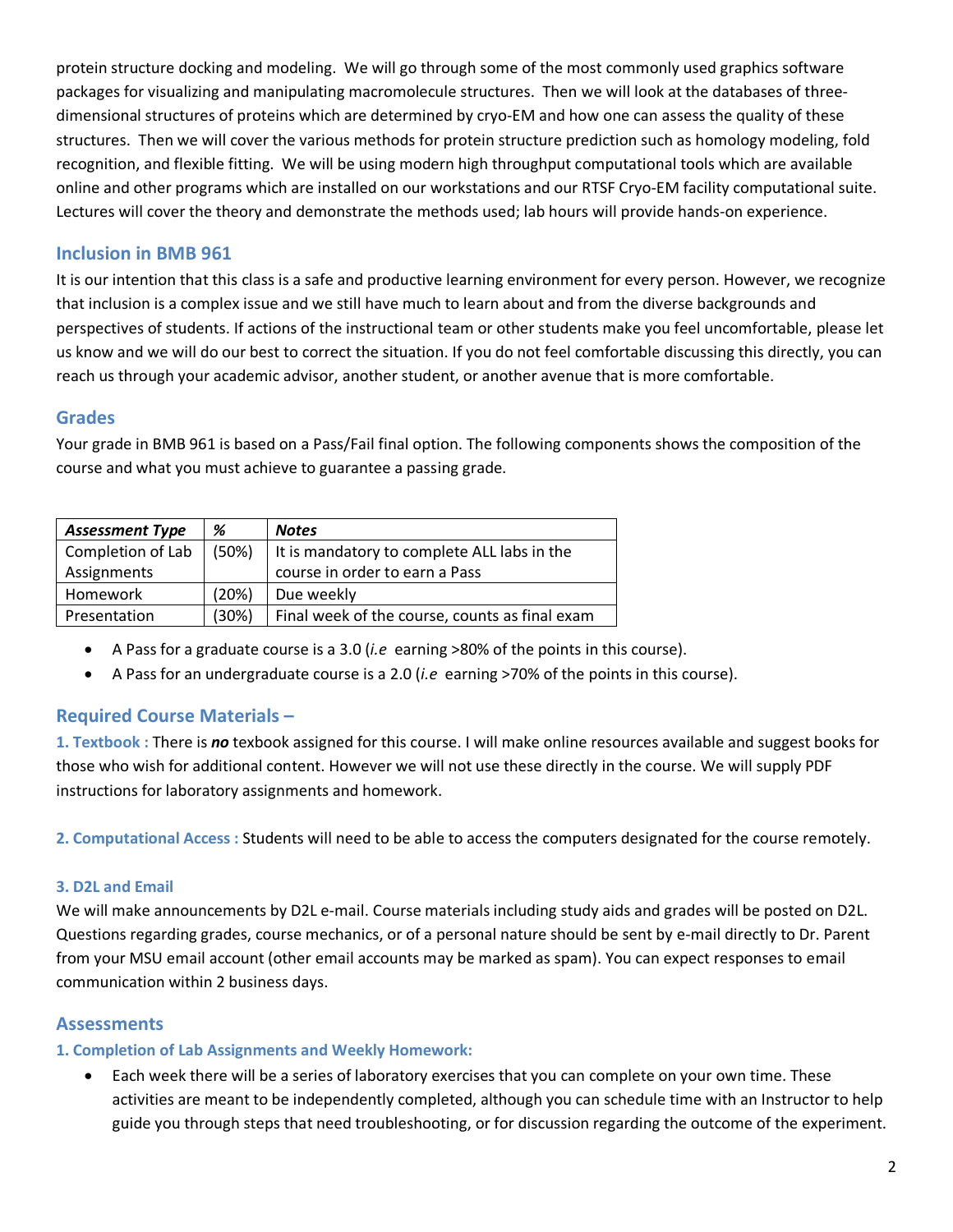protein structure docking and modeling. We will go through some of the most commonly used graphics software packages for visualizing and manipulating macromolecule structures. Then we will look at the databases of three-dimensional structures of proteins which are determined by cryo-EM and how one can assess the quality of these structures. Then we will cover the various methods for protein structure prediction such as homology modeling, fold recognition, and flexible fitting. We will be using modern high throughput computational tools which are available online and other programs which are installed on our workstations and our RTSF Cryo-EM facility computational suite. Lectures will cover the theory and demonstrate the methods used; lab hours will provide hands-on experience.

## Inclusion in BMB 961

It is our intention that this class is a safe and productive learning environment for every person. However, we recognize that inclusion is a complex issue and we still have much to learn about and from the diverse backgrounds and perspectives of students. If actions of the instructional team or other students make you feel uncomfortable, please let us know and we will do our best to correct the situation. If you do not feel comfortable discussing this directly, you can reach us through your academic advisor, another student, or another avenue that is more comfortable.

## Grades

Your grade in BMB 961 is based on a Pass/Fail final option. The following components shows the composition of the course and what you must achieve to guarantee a passing grade.

| ***Assessment Type*** | ***%*** | ***Notes*** |
|---|---|---|
| Completion of Lab Assignments | (50%) | It is mandatory to complete ALL labs in the course in order to earn a Pass |
| Homework | (20%) | Due weekly |
| Presentation | (30%) | Final week of the course, counts as final exam |

- A Pass for a graduate course is a 3.0 (*i.e* earning >80% of the points in this course).
- A Pass for an undergraduate course is a 2.0 (*i.e* earning >70% of the points in this course).

## Required Course Materials –

**1. Textbook :** There is ***no*** texbook assigned for this course. I will make online resources available and suggest books for those who wish for additional content. However we will not use these directly in the course. We will supply PDF instructions for laboratory assignments and homework.

**2. Computational Access :** Students will need to be able to access the computers designated for the course remotely.

### 3. D2L and Email

We will make announcements by D2L e-mail. Course materials including study aids and grades will be posted on D2L. Questions regarding grades, course mechanics, or of a personal nature should be sent by e-mail directly to Dr. Parent from your MSU email account (other email accounts may be marked as spam). You can expect responses to email communication within 2 business days.

## Assessments

### 1. Completion of Lab Assignments and Weekly Homework:

- Each week there will be a series of laboratory exercises that you can complete on your own time. These activities are meant to be independently completed, although you can schedule time with an Instructor to help guide you through steps that need troubleshooting, or for discussion regarding the outcome of the experiment.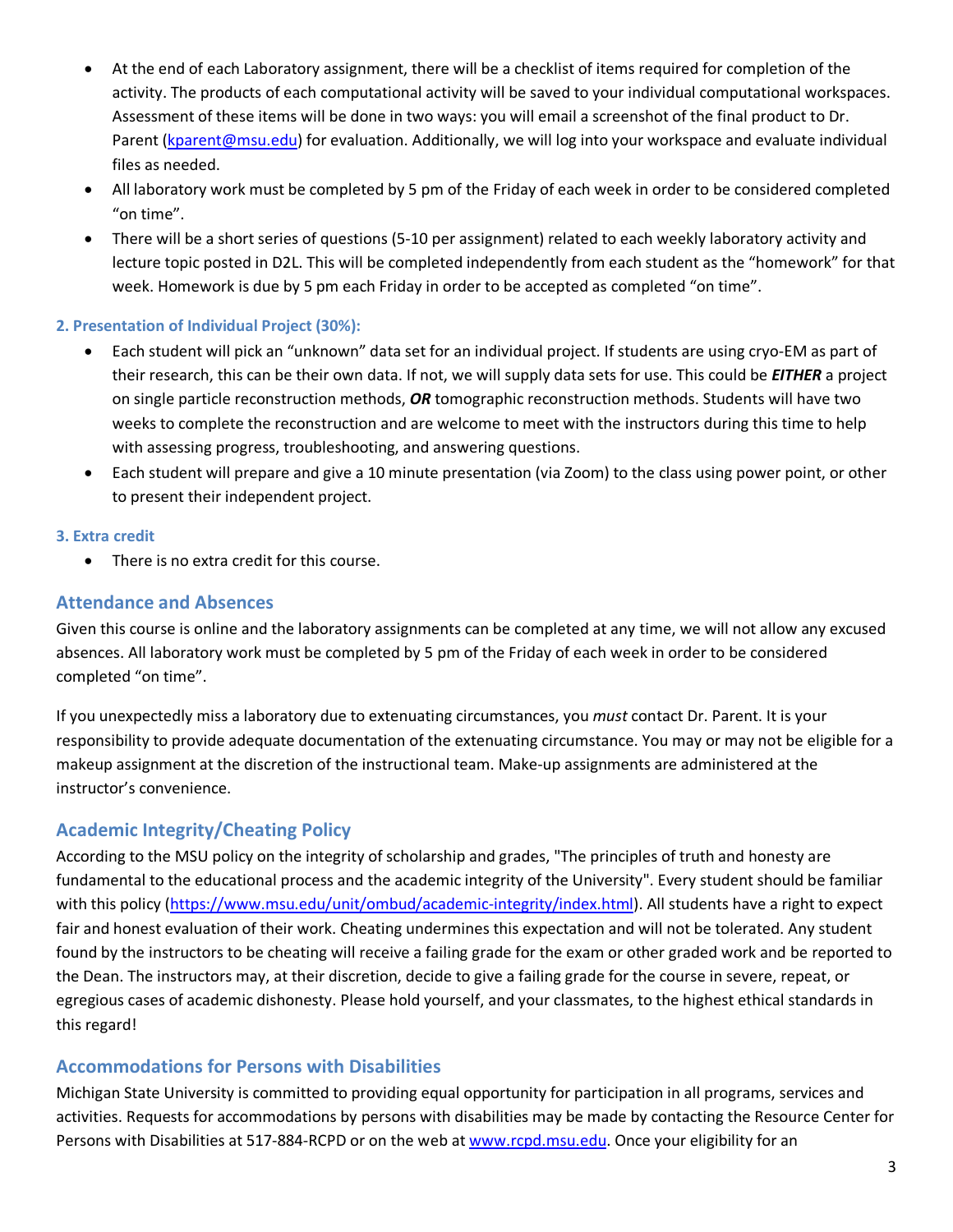- At the end of each Laboratory assignment, there will be a checklist of items required for completion of the activity. The products of each computational activity will be saved to your individual computational workspaces. Assessment of these items will be done in two ways: you will email a screenshot of the final product to Dr. Parent (kparent@msu.edu) for evaluation. Additionally, we will log into your workspace and evaluate individual files as needed.
- All laboratory work must be completed by 5 pm of the Friday of each week in order to be considered completed "on time".
- There will be a short series of questions (5-10 per assignment) related to each weekly laboratory activity and lecture topic posted in D2L. This will be completed independently from each student as the "homework" for that week. Homework is due by 5 pm each Friday in order to be accepted as completed "on time".

#### 2. Presentation of Individual Project (30%):

- Each student will pick an "unknown" data set for an individual project. If students are using cryo-EM as part of their research, this can be their own data. If not, we will supply data sets for use. This could be ***EITHER*** a project on single particle reconstruction methods, ***OR*** tomographic reconstruction methods. Students will have two weeks to complete the reconstruction and are welcome to meet with the instructors during this time to help with assessing progress, troubleshooting, and answering questions.
- Each student will prepare and give a 10 minute presentation (via Zoom) to the class using power point, or other to present their independent project.

#### 3. Extra credit

- There is no extra credit for this course.

## Attendance and Absences

Given this course is online and the laboratory assignments can be completed at any time, we will not allow any excused absences. All laboratory work must be completed by 5 pm of the Friday of each week in order to be considered completed "on time".

If you unexpectedly miss a laboratory due to extenuating circumstances, you *must* contact Dr. Parent. It is your responsibility to provide adequate documentation of the extenuating circumstance. You may or may not be eligible for a makeup assignment at the discretion of the instructional team. Make-up assignments are administered at the instructor's convenience.

## Academic Integrity/Cheating Policy

According to the MSU policy on the integrity of scholarship and grades, "The principles of truth and honesty are fundamental to the educational process and the academic integrity of the University". Every student should be familiar with this policy (https://www.msu.edu/unit/ombud/academic-integrity/index.html). All students have a right to expect fair and honest evaluation of their work. Cheating undermines this expectation and will not be tolerated. Any student found by the instructors to be cheating will receive a failing grade for the exam or other graded work and be reported to the Dean. The instructors may, at their discretion, decide to give a failing grade for the course in severe, repeat, or egregious cases of academic dishonesty. Please hold yourself, and your classmates, to the highest ethical standards in this regard!

## Accommodations for Persons with Disabilities

Michigan State University is committed to providing equal opportunity for participation in all programs, services and activities. Requests for accommodations by persons with disabilities may be made by contacting the Resource Center for Persons with Disabilities at 517-884-RCPD or on the web at www.rcpd.msu.edu. Once your eligibility for an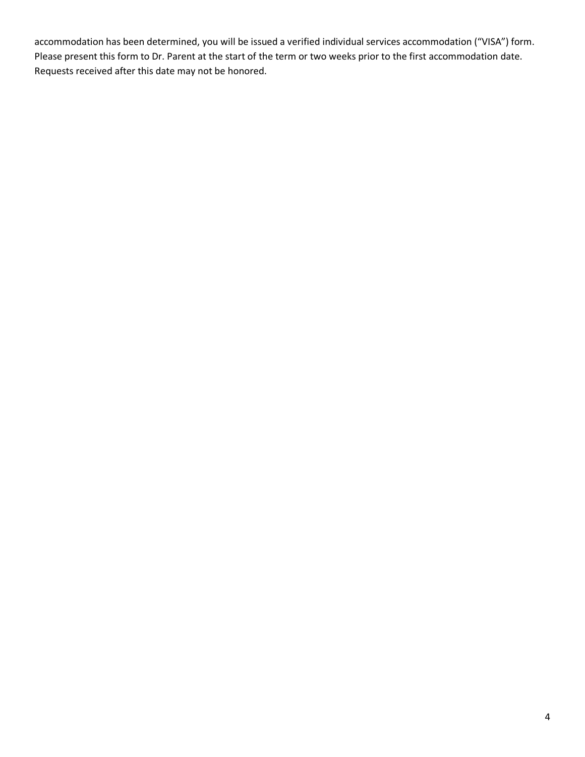accommodation has been determined, you will be issued a verified individual services accommodation ("VISA") form. Please present this form to Dr. Parent at the start of the term or two weeks prior to the first accommodation date. Requests received after this date may not be honored.